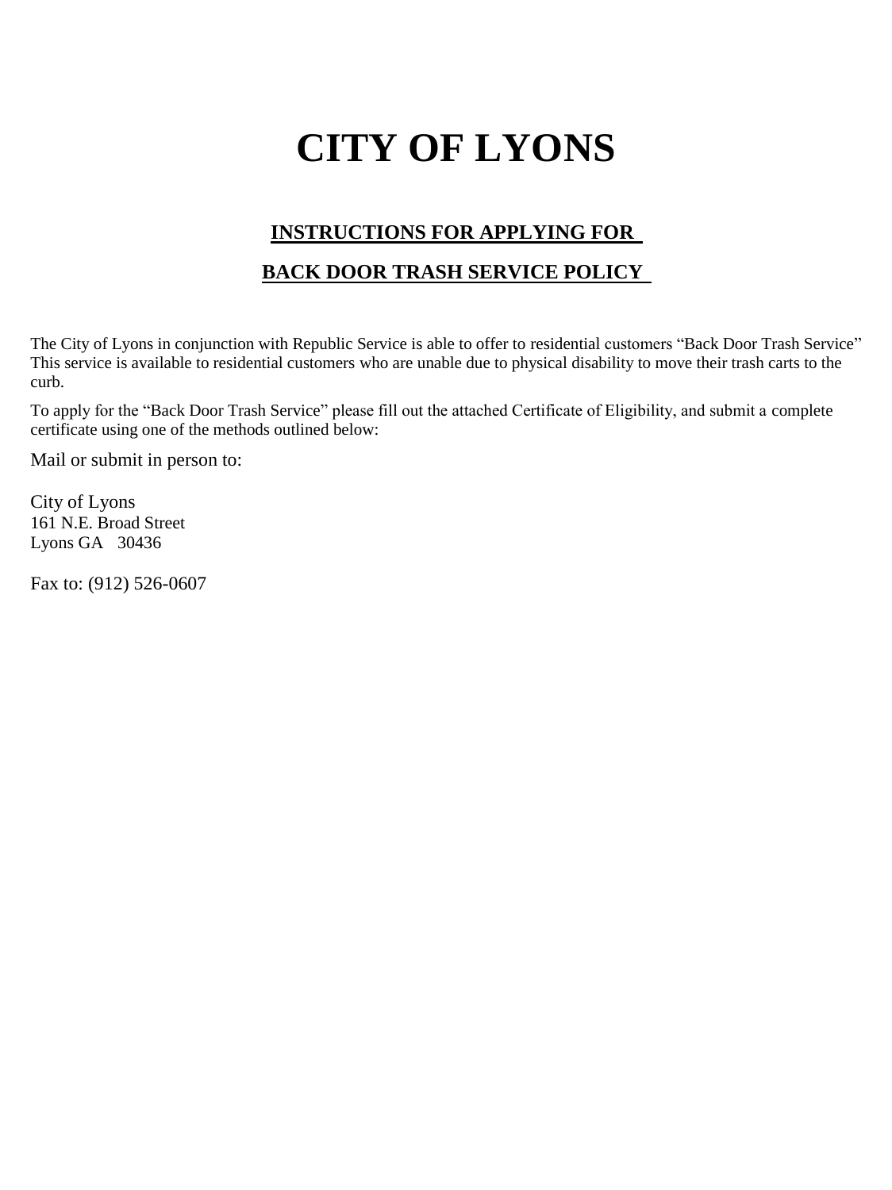# CITY OF LYONS

## INSTRUCTIONS FOR APPLYING FOR BACK DOOR TRASH SERVICE POLICY

The City of Lyons in conjunction with Republic Service is able to offer to residential customers "Back Door Trash Service" This service is available to residential customers who are unable due to physical disability to move their trash carts to the curb.

To apply for the "Back Door Trash Service" please fill out the attached Certificate of Eligibility, and submit a complete certificate using one of the methods outlined below:

Mail or submit in person to:

City of Lyons
161 N.E. Broad Street
Lyons GA 30436

Fax to: (912) 526-0607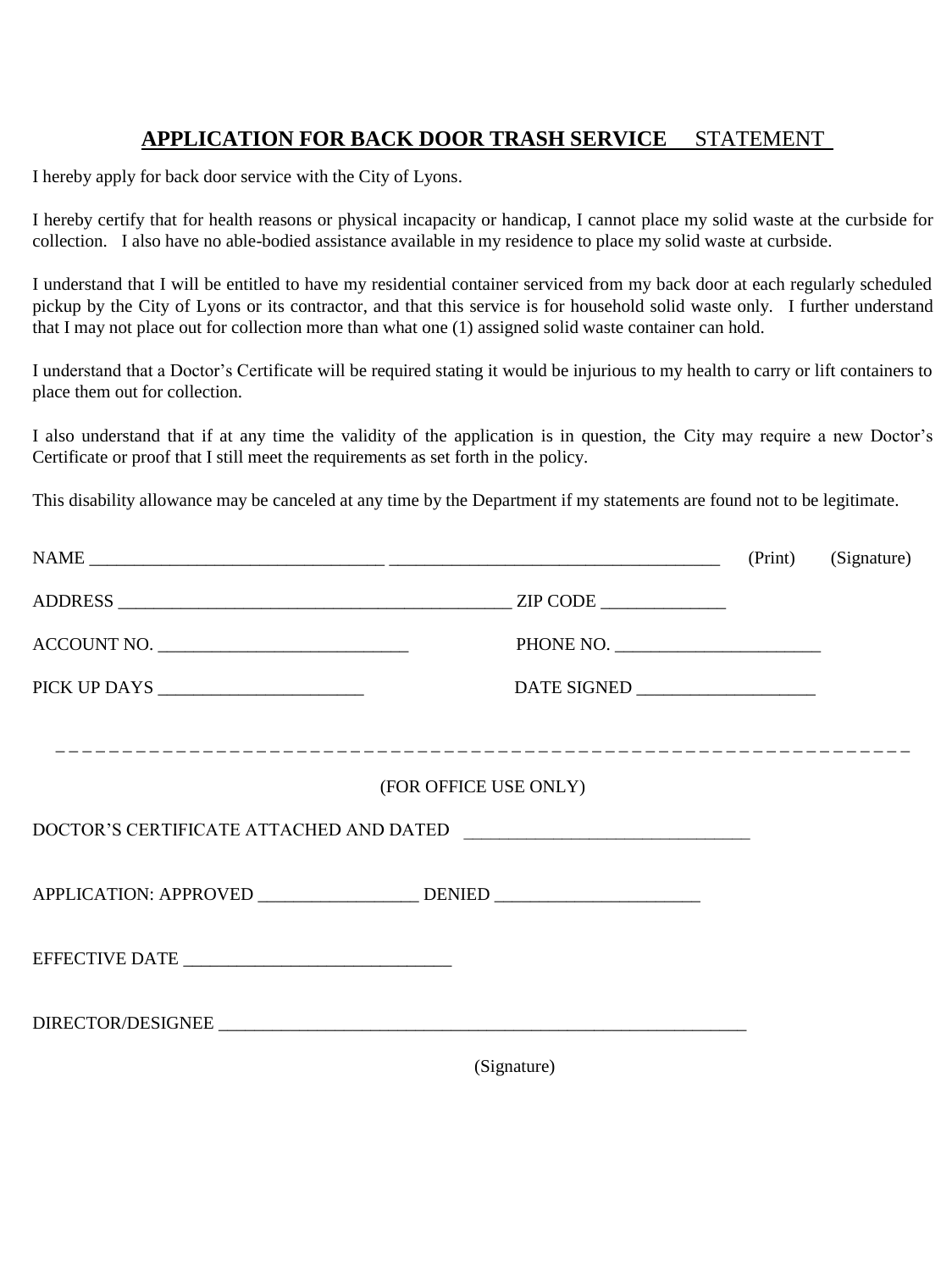## **APPLICATION FOR BACK DOOR TRASH SERVICE** STATEMENT

I hereby apply for back door service with the City of Lyons.

I hereby certify that for health reasons or physical incapacity or handicap, I cannot place my solid waste at the curbside for collection. I also have no able-bodied assistance available in my residence to place my solid waste at curbside.

I understand that I will be entitled to have my residential container serviced from my back door at each regularly scheduled pickup by the City of Lyons or its contractor, and that this service is for household solid waste only. I further understand that I may not place out for collection more than what one (1) assigned solid waste container can hold.

I understand that a Doctor's Certificate will be required stating it would be injurious to my health to carry or lift containers to place them out for collection.

I also understand that if at any time the validity of the application is in question, the City may require a new Doctor's Certificate or proof that I still meet the requirements as set forth in the policy.

This disability allowance may be canceled at any time by the Department if my statements are found not to be legitimate.

NAME _________________________________ ____________________________________ (Print) (Signature)

ADDRESS ____________________________________________ ZIP CODE ______________

ACCOUNT NO. ____________________________ PHONE NO. _______________________

PICK UP DAYS _______________________ DATE SIGNED ____________________

- - - - - - - - - - - - - - - - - - - - - - - - - - - - - - - - - - - - - - - - - - - - - - - - - - - - - - - - - - - - - - - - - -

(FOR OFFICE USE ONLY)

DOCTOR'S CERTIFICATE ATTACHED AND DATED _______________________________

APPLICATION: APPROVED __________________ DENIED _______________________

EFFECTIVE DATE ______________________________

DIRECTOR/DESIGNEE ___________________________________________________________

(Signature)